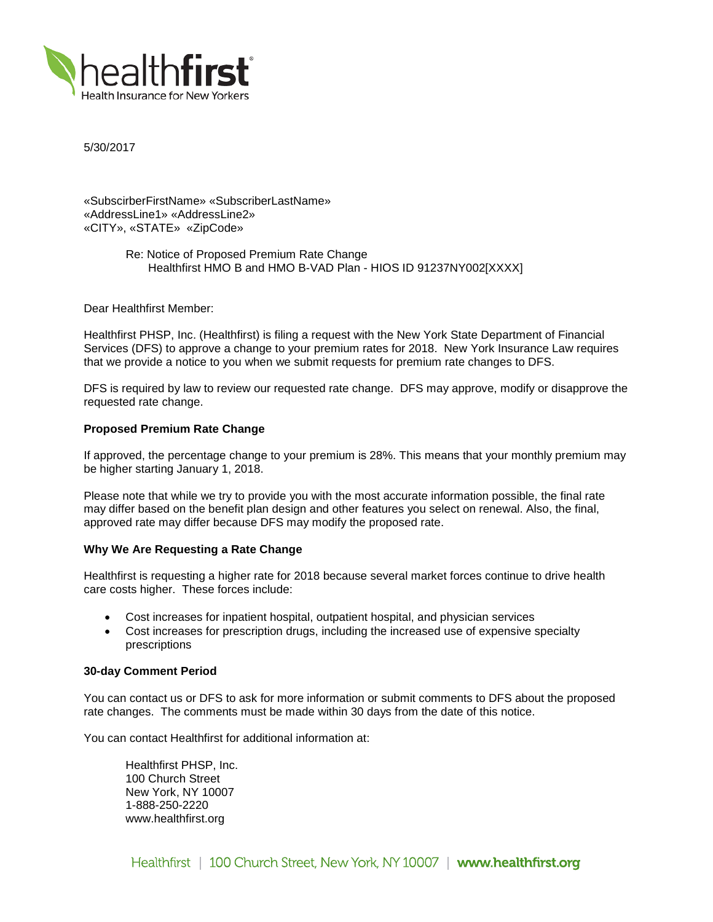5/30/2017

«SubscirberFirstName» «SubscriberLastName»
«AddressLine1» «AddressLine2»
«CITY», «STATE» «ZipCode»

Re: Notice of Proposed Premium Rate Change
Healthfirst HMO B and HMO B-VAD Plan - HIOS ID 91237NY002[XXXX]

Dear Healthfirst Member:

Healthfirst PHSP, Inc. (Healthfirst) is filing a request with the New York State Department of Financial Services (DFS) to approve a change to your premium rates for 2018. New York Insurance Law requires that we provide a notice to you when we submit requests for premium rate changes to DFS.

DFS is required by law to review our requested rate change. DFS may approve, modify or disapprove the requested rate change.

**Proposed Premium Rate Change**

If approved, the percentage change to your premium is 28%. This means that your monthly premium may be higher starting January 1, 2018.

Please note that while we try to provide you with the most accurate information possible, the final rate may differ based on the benefit plan design and other features you select on renewal. Also, the final, approved rate may differ because DFS may modify the proposed rate.

**Why We Are Requesting a Rate Change**

Healthfirst is requesting a higher rate for 2018 because several market forces continue to drive health care costs higher. These forces include:

- Cost increases for inpatient hospital, outpatient hospital, and physician services
- Cost increases for prescription drugs, including the increased use of expensive specialty prescriptions

**30-day Comment Period**

You can contact us or DFS to ask for more information or submit comments to DFS about the proposed rate changes. The comments must be made within 30 days from the date of this notice.

You can contact Healthfirst for additional information at:

Healthfirst PHSP, Inc.
100 Church Street
New York, NY 10007
1-888-250-2220
www.healthfirst.org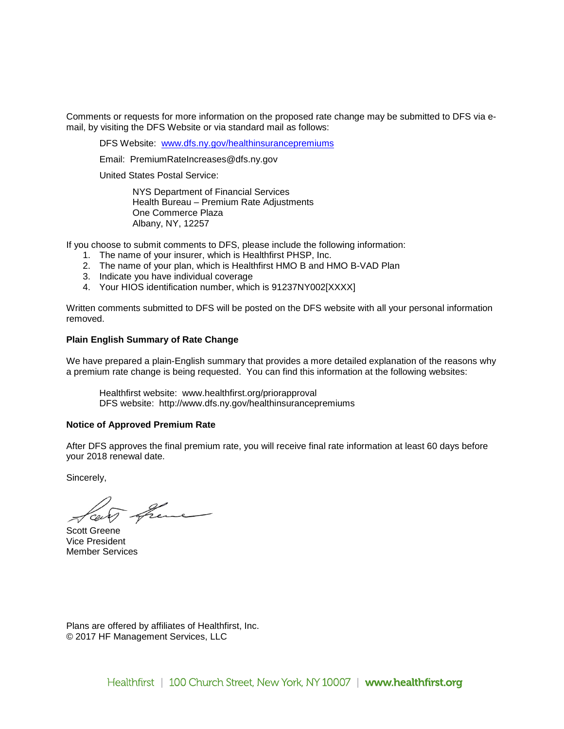Comments or requests for more information on the proposed rate change may be submitted to DFS via e-mail, by visiting the DFS Website or via standard mail as follows:

DFS Website: www.dfs.ny.gov/healthinsurancepremiums

Email: PremiumRateIncreases@dfs.ny.gov

United States Postal Service:

NYS Department of Financial Services
Health Bureau – Premium Rate Adjustments
One Commerce Plaza
Albany, NY, 12257

If you choose to submit comments to DFS, please include the following information:

1. The name of your insurer, which is Healthfirst PHSP, Inc.
2. The name of your plan, which is Healthfirst HMO B and HMO B-VAD Plan
3. Indicate you have individual coverage
4. Your HIOS identification number, which is 91237NY002[XXXX]

Written comments submitted to DFS will be posted on the DFS website with all your personal information removed.

**Plain English Summary of Rate Change**

We have prepared a plain-English summary that provides a more detailed explanation of the reasons why a premium rate change is being requested. You can find this information at the following websites:

Healthfirst website: www.healthfirst.org/priorapproval
DFS website: http://www.dfs.ny.gov/healthinsurancepremiums

**Notice of Approved Premium Rate**

After DFS approves the final premium rate, you will receive final rate information at least 60 days before your 2018 renewal date.

Sincerely,

Scott Greene
Vice President
Member Services

Plans are offered by affiliates of Healthfirst, Inc.
© 2017 HF Management Services, LLC

Healthfirst | 100 Church Street, New York, NY 10007 | www.healthfirst.org